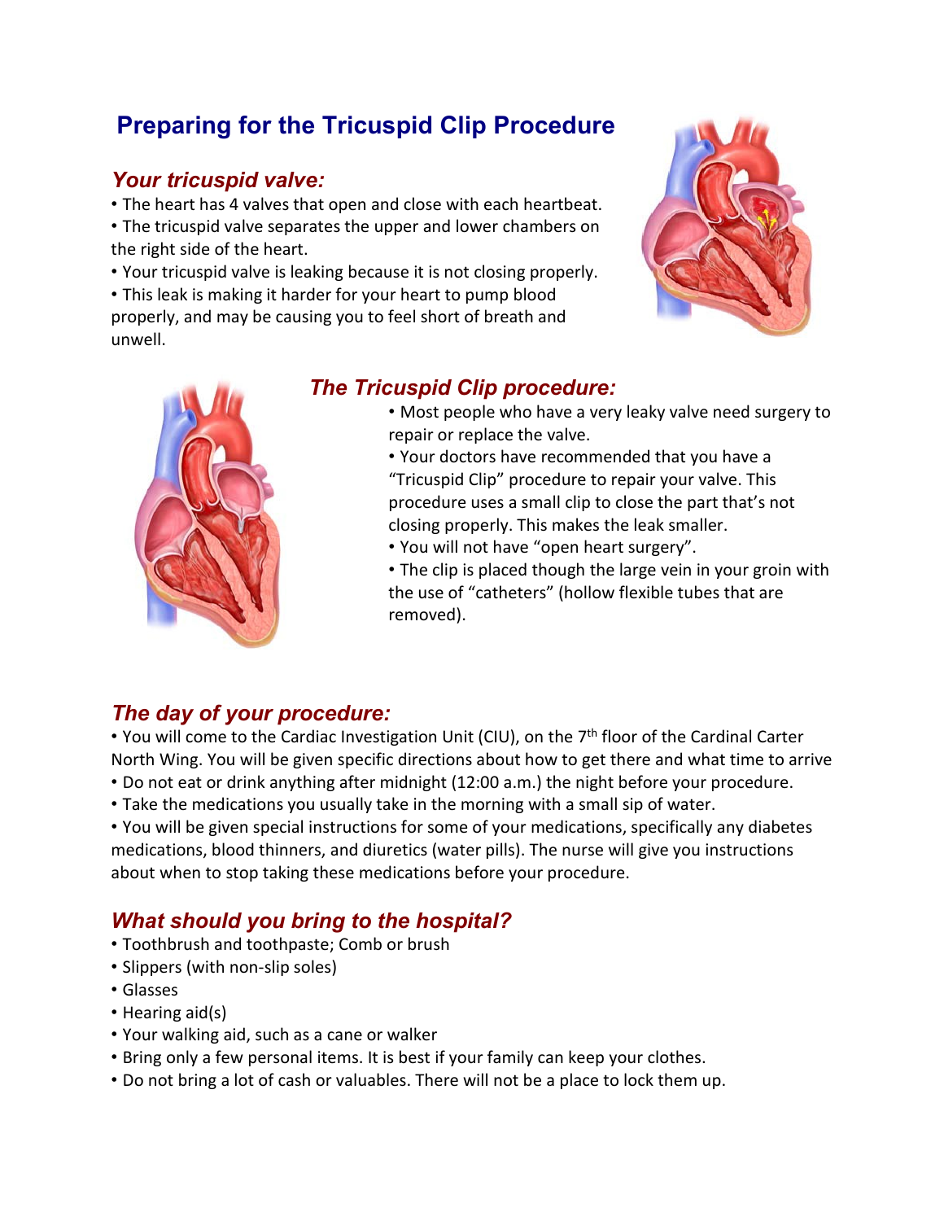# Preparing for the Tricuspid Clip Procedure

## *Your tricuspid valve:*

- The heart has 4 valves that open and close with each heartbeat.
- The tricuspid valve separates the upper and lower chambers on the right side of the heart.
- Your tricuspid valve is leaking because it is not closing properly.
- This leak is making it harder for your heart to pump blood properly, and may be causing you to feel short of breath and unwell.

## *The Tricuspid Clip procedure:*

- Most people who have a very leaky valve need surgery to repair or replace the valve.
- Your doctors have recommended that you have a "Tricuspid Clip" procedure to repair your valve. This procedure uses a small clip to close the part that's not closing properly. This makes the leak smaller.
- You will not have "open heart surgery".
- The clip is placed though the large vein in your groin with the use of "catheters" (hollow flexible tubes that are removed).

## *The day of your procedure:*

- You will come to the Cardiac Investigation Unit (CIU), on the 7th floor of the Cardinal Carter North Wing. You will be given specific directions about how to get there and what time to arrive
- Do not eat or drink anything after midnight (12:00 a.m.) the night before your procedure.
- Take the medications you usually take in the morning with a small sip of water.
- You will be given special instructions for some of your medications, specifically any diabetes medications, blood thinners, and diuretics (water pills). The nurse will give you instructions about when to stop taking these medications before your procedure.

## *What should you bring to the hospital?*

- Toothbrush and toothpaste; Comb or brush
- Slippers (with non-slip soles)
- Glasses
- Hearing aid(s)
- Your walking aid, such as a cane or walker
- Bring only a few personal items. It is best if your family can keep your clothes.
- Do not bring a lot of cash or valuables. There will not be a place to lock them up.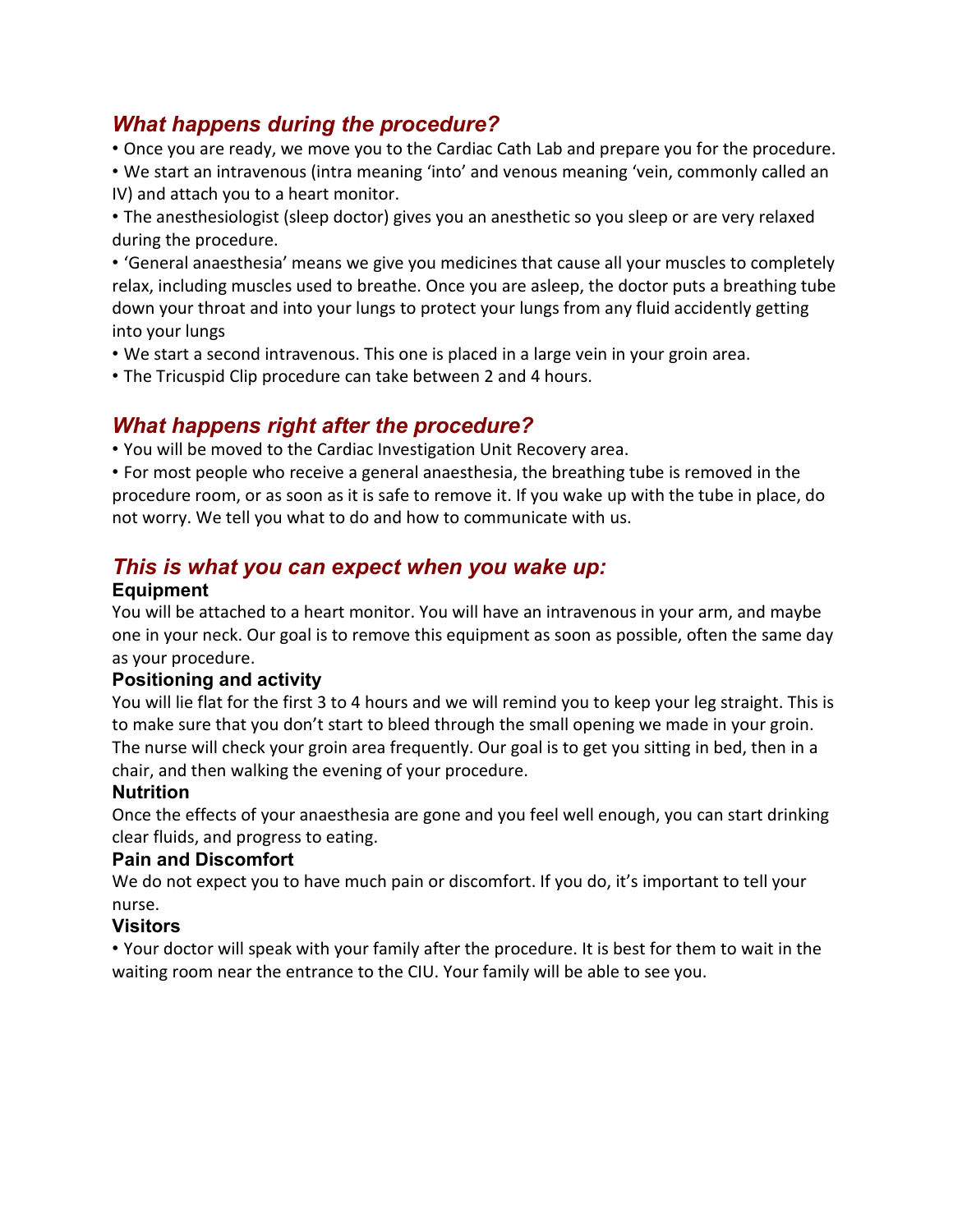## *What happens during the procedure?*

- Once you are ready, we move you to the Cardiac Cath Lab and prepare you for the procedure.
- We start an intravenous (intra meaning 'into' and venous meaning 'vein, commonly called an IV) and attach you to a heart monitor.
- The anesthesiologist (sleep doctor) gives you an anesthetic so you sleep or are very relaxed during the procedure.
- 'General anaesthesia' means we give you medicines that cause all your muscles to completely relax, including muscles used to breathe. Once you are asleep, the doctor puts a breathing tube down your throat and into your lungs to protect your lungs from any fluid accidently getting into your lungs
- We start a second intravenous. This one is placed in a large vein in your groin area.
- The Tricuspid Clip procedure can take between 2 and 4 hours.

## *What happens right after the procedure?*

- You will be moved to the Cardiac Investigation Unit Recovery area.
- For most people who receive a general anaesthesia, the breathing tube is removed in the procedure room, or as soon as it is safe to remove it. If you wake up with the tube in place, do not worry. We tell you what to do and how to communicate with us.

## *This is what you can expect when you wake up:*

### Equipment

You will be attached to a heart monitor. You will have an intravenous in your arm, and maybe one in your neck. Our goal is to remove this equipment as soon as possible, often the same day as your procedure.

### Positioning and activity

You will lie flat for the first 3 to 4 hours and we will remind you to keep your leg straight. This is to make sure that you don't start to bleed through the small opening we made in your groin. The nurse will check your groin area frequently. Our goal is to get you sitting in bed, then in a chair, and then walking the evening of your procedure.

### Nutrition

Once the effects of your anaesthesia are gone and you feel well enough, you can start drinking clear fluids, and progress to eating.

### Pain and Discomfort

We do not expect you to have much pain or discomfort. If you do, it's important to tell your nurse.

### Visitors

- Your doctor will speak with your family after the procedure. It is best for them to wait in the waiting room near the entrance to the CIU. Your family will be able to see you.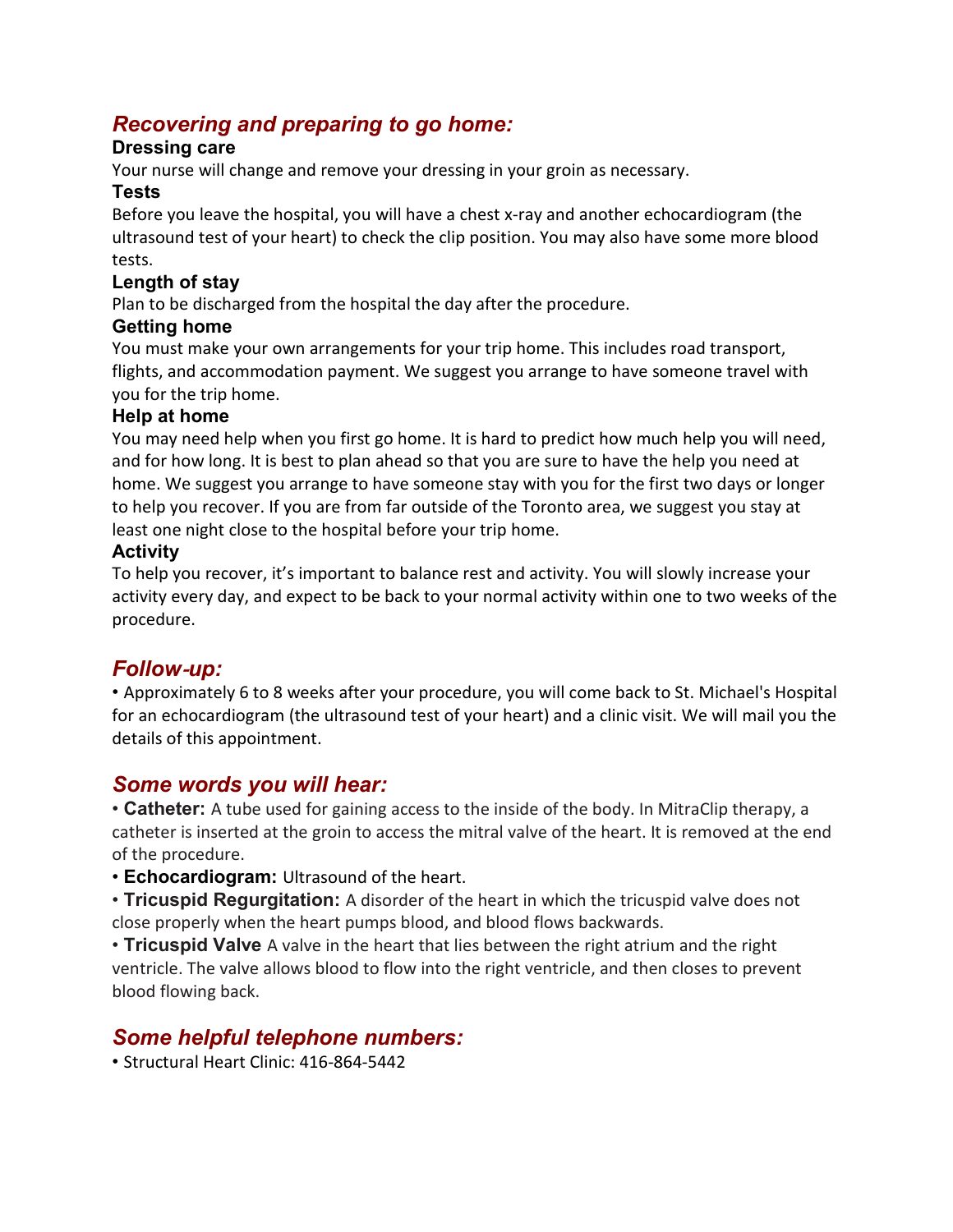## *Recovering and preparing to go home:*

### Dressing care

Your nurse will change and remove your dressing in your groin as necessary.

### Tests

Before you leave the hospital, you will have a chest x-ray and another echocardiogram (the ultrasound test of your heart) to check the clip position. You may also have some more blood tests.

### Length of stay

Plan to be discharged from the hospital the day after the procedure.

### Getting home

You must make your own arrangements for your trip home. This includes road transport, flights, and accommodation payment. We suggest you arrange to have someone travel with you for the trip home.

### Help at home

You may need help when you first go home. It is hard to predict how much help you will need, and for how long. It is best to plan ahead so that you are sure to have the help you need at home. We suggest you arrange to have someone stay with you for the first two days or longer to help you recover. If you are from far outside of the Toronto area, we suggest you stay at least one night close to the hospital before your trip home.

### Activity

To help you recover, it's important to balance rest and activity. You will slowly increase your activity every day, and expect to be back to your normal activity within one to two weeks of the procedure.

## *Follow-up:*

• Approximately 6 to 8 weeks after your procedure, you will come back to St. Michael's Hospital for an echocardiogram (the ultrasound test of your heart) and a clinic visit. We will mail you the details of this appointment.

## *Some words you will hear:*

• **Catheter:** A tube used for gaining access to the inside of the body. In MitraClip therapy, a catheter is inserted at the groin to access the mitral valve of the heart. It is removed at the end of the procedure.

• **Echocardiogram:** Ultrasound of the heart.

• **Tricuspid Regurgitation:** A disorder of the heart in which the tricuspid valve does not close properly when the heart pumps blood, and blood flows backwards.

• **Tricuspid Valve** A valve in the heart that lies between the right atrium and the right ventricle. The valve allows blood to flow into the right ventricle, and then closes to prevent blood flowing back.

## *Some helpful telephone numbers:*

• Structural Heart Clinic: 416-864-5442